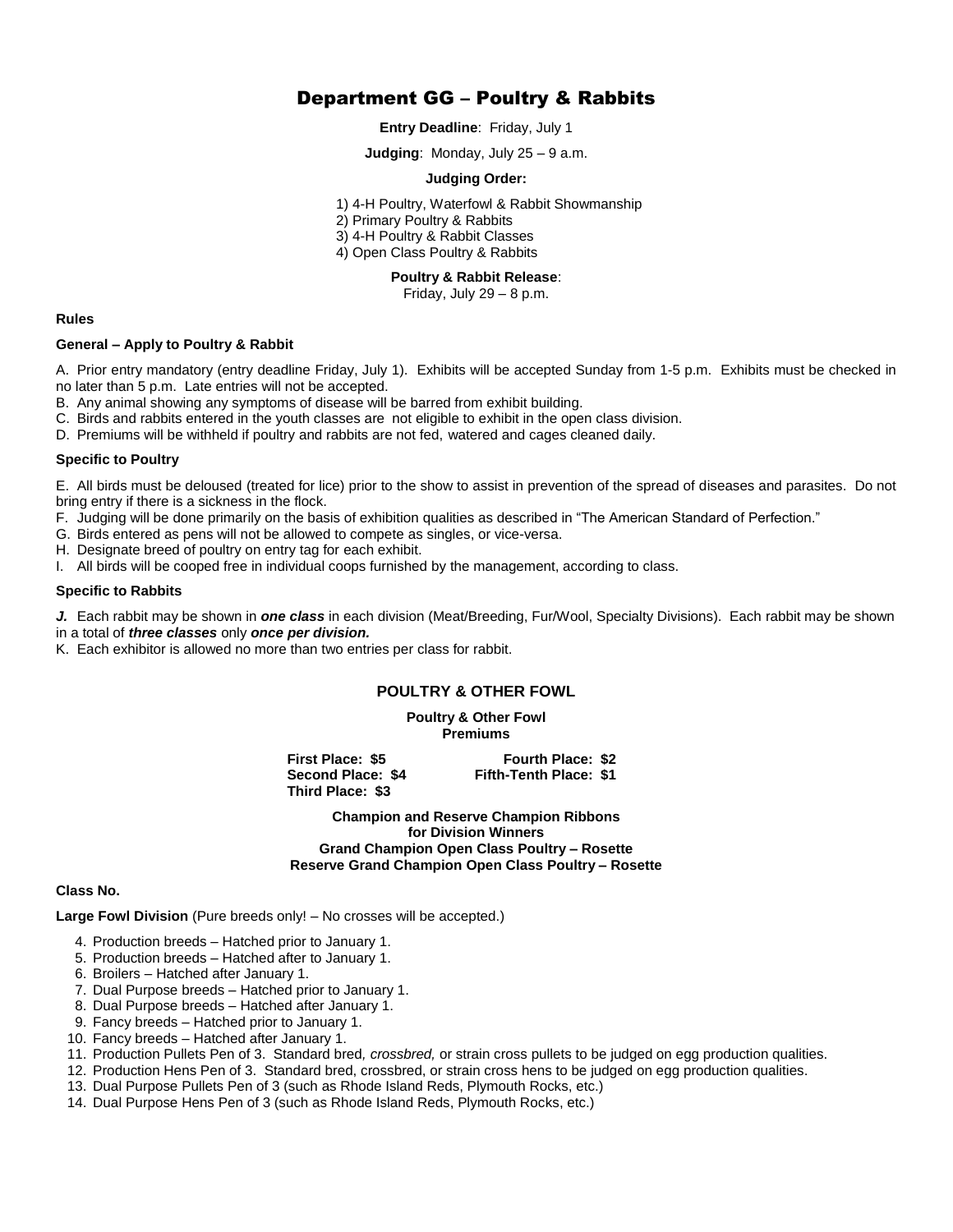# Department GG – Poultry & Rabbits

**Entry Deadline**: Friday, July 1

**Judging**: Monday, July 25 – 9 a.m.

**Judging Order:**

1) 4-H Poultry, Waterfowl & Rabbit Showmanship
2) Primary Poultry & Rabbits
3) 4-H Poultry & Rabbit Classes
4) Open Class Poultry & Rabbits

**Poultry & Rabbit Release**:
Friday, July 29 – 8 p.m.

**Rules**

**General – Apply to Poultry & Rabbit**

A. Prior entry mandatory (entry deadline Friday, July 1). Exhibits will be accepted Sunday from 1-5 p.m. Exhibits must be checked in no later than 5 p.m. Late entries will not be accepted.
B. Any animal showing any symptoms of disease will be barred from exhibit building.
C. Birds and rabbits entered in the youth classes are not eligible to exhibit in the open class division.
D. Premiums will be withheld if poultry and rabbits are not fed, watered and cages cleaned daily.

**Specific to Poultry**

E. All birds must be deloused (treated for lice) prior to the show to assist in prevention of the spread of diseases and parasites. Do not bring entry if there is a sickness in the flock.
F. Judging will be done primarily on the basis of exhibition qualities as described in "The American Standard of Perfection."
G. Birds entered as pens will not be allowed to compete as singles, or vice-versa.
H. Designate breed of poultry on entry tag for each exhibit.
I. All birds will be cooped free in individual coops furnished by the management, according to class.

**Specific to Rabbits**

***J.*** Each rabbit may be shown in ***one class*** in each division (Meat/Breeding, Fur/Wool, Specialty Divisions). Each rabbit may be shown in a total of ***three classes*** only ***once per division.***
K. Each exhibitor is allowed no more than two entries per class for rabbit.

## POULTRY & OTHER FOWL

**Poultry & Other Fowl**
**Premiums**

**First Place: $5**
**Second Place: $4**
**Third Place: $3**
**Fourth Place: $2**
**Fifth-Tenth Place: $1**

**Champion and Reserve Champion Ribbons for Division Winners**
**Grand Champion Open Class Poultry – Rosette**
**Reserve Grand Champion Open Class Poultry – Rosette**

**Class No.**

**Large Fowl Division** (Pure breeds only! – No crosses will be accepted.)

4. Production breeds – Hatched prior to January 1.
5. Production breeds – Hatched after to January 1.
6. Broilers – Hatched after January 1.
7. Dual Purpose breeds – Hatched prior to January 1.
8. Dual Purpose breeds – Hatched after January 1.
9. Fancy breeds – Hatched prior to January 1.
10. Fancy breeds – Hatched after January 1.
11. Production Pullets Pen of 3. Standard bred*, crossbred,* or strain cross pullets to be judged on egg production qualities.
12. Production Hens Pen of 3. Standard bred, crossbred, or strain cross hens to be judged on egg production qualities.
13. Dual Purpose Pullets Pen of 3 (such as Rhode Island Reds, Plymouth Rocks, etc.)
14. Dual Purpose Hens Pen of 3 (such as Rhode Island Reds, Plymouth Rocks, etc.)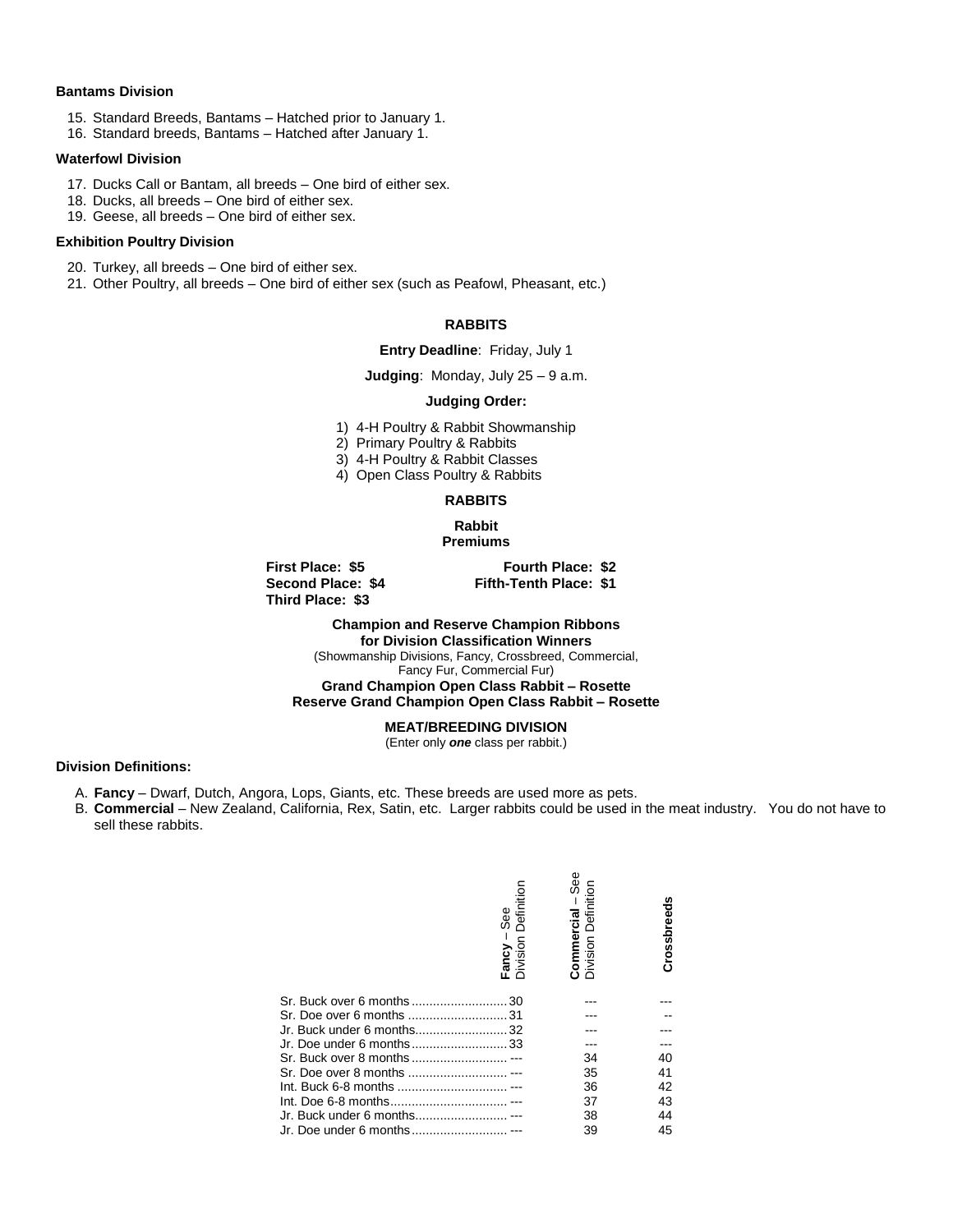#### Bantams Division

15. Standard Breeds, Bantams – Hatched prior to January 1.
16. Standard breeds, Bantams – Hatched after January 1.

#### Waterfowl Division

17. Ducks Call or Bantam, all breeds – One bird of either sex.
18. Ducks, all breeds – One bird of either sex.
19. Geese, all breeds – One bird of either sex.

#### Exhibition Poultry Division

20. Turkey, all breeds – One bird of either sex.
21. Other Poultry, all breeds – One bird of either sex (such as Peafowl, Pheasant, etc.)

## RABBITS

**Entry Deadline**: Friday, July 1

**Judging**: Monday, July 25 – 9 a.m.

**Judging Order:**

1) 4-H Poultry & Rabbit Showmanship
2) Primary Poultry & Rabbits
3) 4-H Poultry & Rabbit Classes
4) Open Class Poultry & Rabbits

## RABBITS

**Rabbit Premiums**

**First Place: $5**
**Second Place: $4**
**Third Place: $3**
**Fourth Place: $2**
**Fifth-Tenth Place: $1**

**Champion and Reserve Champion Ribbons for Division Classification Winners**
(Showmanship Divisions, Fancy, Crossbreed, Commercial, Fancy Fur, Commercial Fur)
**Grand Champion Open Class Rabbit – Rosette**
**Reserve Grand Champion Open Class Rabbit – Rosette**

**MEAT/BREEDING DIVISION**
(Enter only ***one*** class per rabbit.)

**Division Definitions:**

A. **Fancy** – Dwarf, Dutch, Angora, Lops, Giants, etc. These breeds are used more as pets.
B. **Commercial** – New Zealand, California, Rex, Satin, etc. Larger rabbits could be used in the meat industry. You do not have to sell these rabbits.

| | **Fancy** – See Division Definition | **Commercial** – See Division Definition | **Crossbreeds** |
|---|---|---|---|
| Sr. Buck over 6 months | 30 | --- | --- |
| Sr. Doe over 6 months | 31 | --- | -- |
| Jr. Buck under 6 months | 32 | --- | --- |
| Jr. Doe under 6 months | 33 | --- | --- |
| Sr. Buck over 8 months | --- | 34 | 40 |
| Sr. Doe over 8 months | --- | 35 | 41 |
| Int. Buck 6-8 months | --- | 36 | 42 |
| Int. Doe 6-8 months | --- | 37 | 43 |
| Jr. Buck under 6 months | --- | 38 | 44 |
| Jr. Doe under 6 months | --- | 39 | 45 |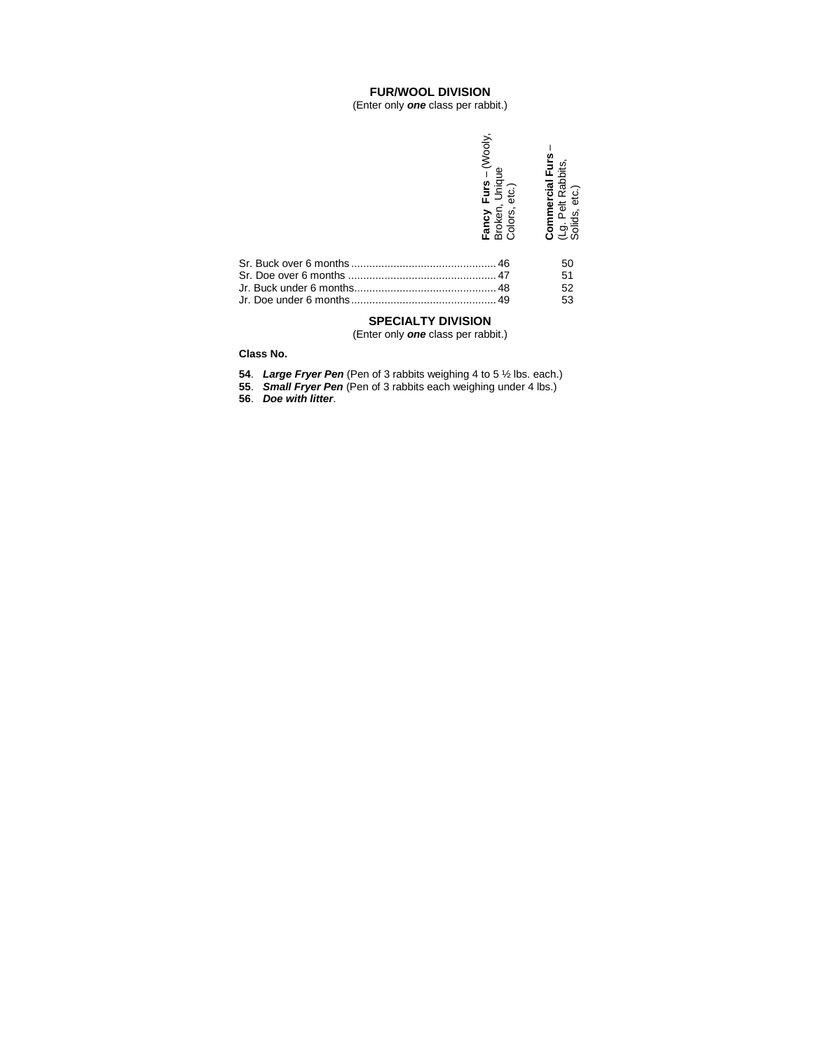## FUR/WOOL DIVISION

(Enter only ***one*** class per rabbit.)

| | **Fancy Furs** – (Wooly, Broken, Unique Colors, etc.) | **Commercial Furs** – (Lg. Pelt Rabbits, Solids, etc.) |
|---|---|---|
| Sr. Buck over 6 months | 46 | 50 |
| Sr. Doe over 6 months | 47 | 51 |
| Jr. Buck under 6 months | 48 | 52 |
| Jr. Doe under 6 months | 49 | 53 |

## SPECIALTY DIVISION

(Enter only ***one*** class per rabbit.)

**Class No.**

**54**. ***Large Fryer Pen*** (Pen of 3 rabbits weighing 4 to 5 ½ lbs. each.)
**55**. ***Small Fryer Pen*** (Pen of 3 rabbits each weighing under 4 lbs.)
**56**. ***Doe with litter***.